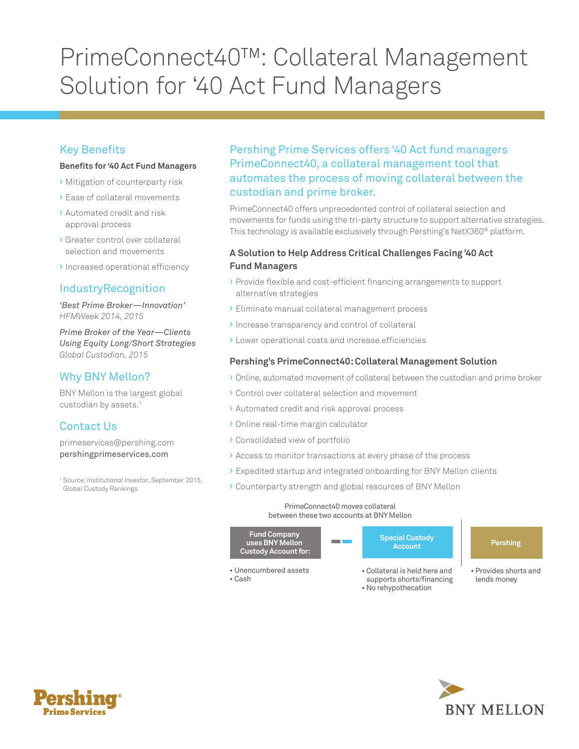# PrimeConnect40™: Collateral Management Solution for '40 Act Fund Managers

## Key Benefits

**Benefits for '40 Act Fund Managers**

- Mitigation of counterparty risk
- Ease of collateral movements
- Automated credit and risk approval process
- Greater control over collateral selection and movements
- Increased operational efficiency

## IndustryRecognition

*'Best Prime Broker—Innovation'*
*HFMWeek 2014, 2015*

*Prime Broker of the Year—Clients Using Equity Long/Short Strategies*
*Global Custodian, 2015*

## Why BNY Mellon?

BNY Mellon is the largest global custodian by assets.[1]

## Contact Us

primeservices@pershing.com
pershingprimeservices.com

[1] Source: *Institutional Investor*, September 2015, Global Custody Rankings

## Pershing Prime Services offers '40 Act fund managers PrimeConnect40, a collateral management tool that automates the process of moving collateral between the custodian and prime broker.

PrimeConnect40 offers unprecedented control of collateral selection and movements for funds using the tri-party structure to support alternative strategies. This technology is available exclusively through Pershing's NetX360® platform.

### A Solution to Help Address Critical Challenges Facing '40 Act Fund Managers

- Provide flexible and cost-efficient financing arrangements to support alternative strategies
- Eliminate manual collateral management process
- Increase transparency and control of collateral
- Lower operational costs and increase efficiencies

### Pershing's PrimeConnect40: Collateral Management Solution

- Online, automated movement of collateral between the custodian and prime broker
- Control over collateral selection and movement
- Automated credit and risk approval process
- Online real-time margin calculator
- Consolidated view of portfolio
- Access to monitor transactions at every phase of the process
- Expedited startup and integrated onboarding for BNY Mellon clients
- Counterparty strength and global resources of BNY Mellon

PrimeConnect40 moves collateral between these two accounts at BNY Mellon

| Fund Company uses BNY Mellon Custody Account for: | Special Custody Account | Pershing |
| --- | --- | --- |
| • Unencumbered assets<br>• Cash | • Collateral is held here and supports shorts/financing<br>• No rehypothecation | • Provides shorts and lends money |

Pershing® Prime Services

BNY MELLON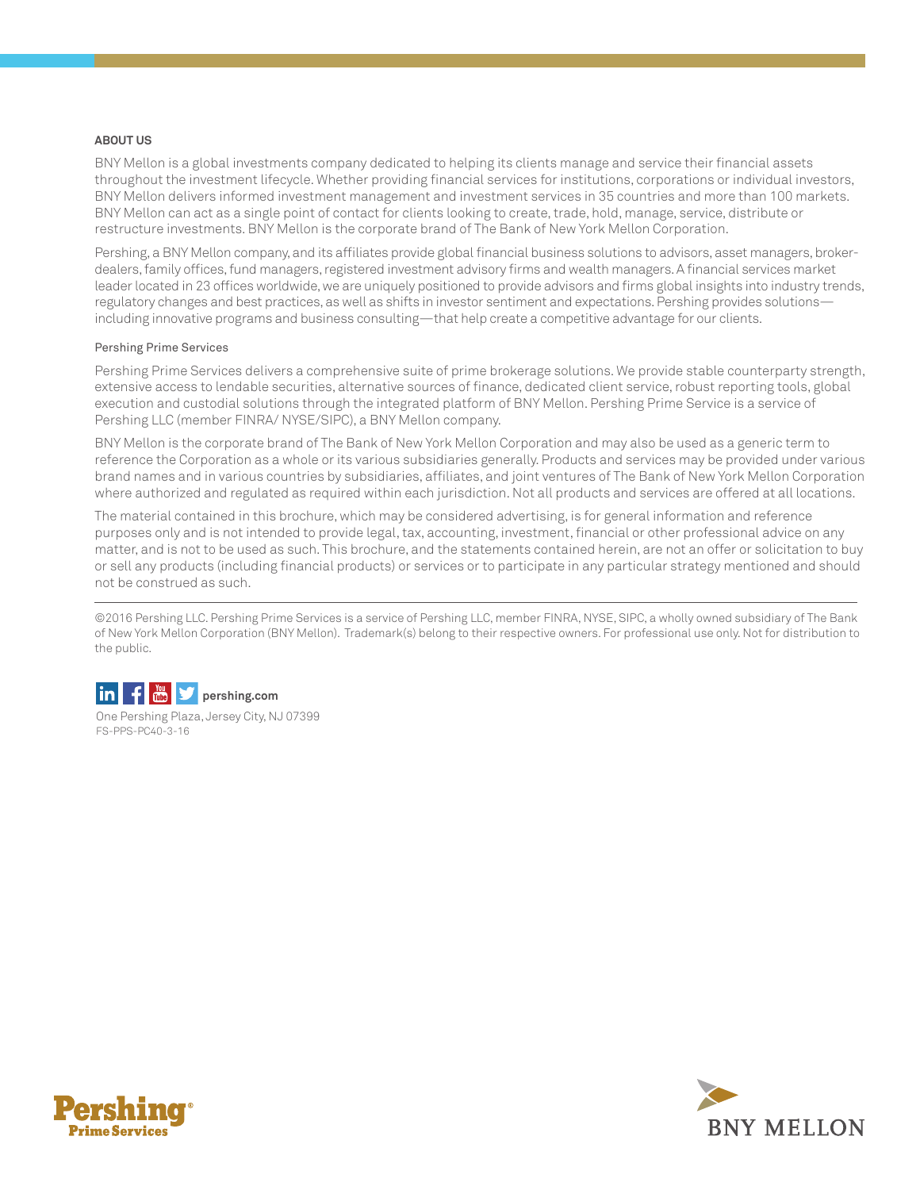## ABOUT US

BNY Mellon is a global investments company dedicated to helping its clients manage and service their financial assets throughout the investment lifecycle. Whether providing financial services for institutions, corporations or individual investors, BNY Mellon delivers informed investment management and investment services in 35 countries and more than 100 markets. BNY Mellon can act as a single point of contact for clients looking to create, trade, hold, manage, service, distribute or restructure investments. BNY Mellon is the corporate brand of The Bank of New York Mellon Corporation.

Pershing, a BNY Mellon company, and its affiliates provide global financial business solutions to advisors, asset managers, broker-dealers, family offices, fund managers, registered investment advisory firms and wealth managers. A financial services market leader located in 23 offices worldwide, we are uniquely positioned to provide advisors and firms global insights into industry trends, regulatory changes and best practices, as well as shifts in investor sentiment and expectations. Pershing provides solutions—including innovative programs and business consulting—that help create a competitive advantage for our clients.

### Pershing Prime Services

Pershing Prime Services delivers a comprehensive suite of prime brokerage solutions. We provide stable counterparty strength, extensive access to lendable securities, alternative sources of finance, dedicated client service, robust reporting tools, global execution and custodial solutions through the integrated platform of BNY Mellon. Pershing Prime Service is a service of Pershing LLC (member FINRA/ NYSE/SIPC), a BNY Mellon company.

BNY Mellon is the corporate brand of The Bank of New York Mellon Corporation and may also be used as a generic term to reference the Corporation as a whole or its various subsidiaries generally. Products and services may be provided under various brand names and in various countries by subsidiaries, affiliates, and joint ventures of The Bank of New York Mellon Corporation where authorized and regulated as required within each jurisdiction. Not all products and services are offered at all locations.

The material contained in this brochure, which may be considered advertising, is for general information and reference purposes only and is not intended to provide legal, tax, accounting, investment, financial or other professional advice on any matter, and is not to be used as such. This brochure, and the statements contained herein, are not an offer or solicitation to buy or sell any products (including financial products) or services or to participate in any particular strategy mentioned and should not be construed as such.

---

©2016 Pershing LLC. Pershing Prime Services is a service of Pershing LLC, member FINRA, NYSE, SIPC, a wholly owned subsidiary of The Bank of New York Mellon Corporation (BNY Mellon). Trademark(s) belong to their respective owners. For professional use only. Not for distribution to the public.

**pershing.com**

One Pershing Plaza, Jersey City, NJ 07399

FS-PPS-PC40-3-16

Pershing® Prime Services

BNY MELLON